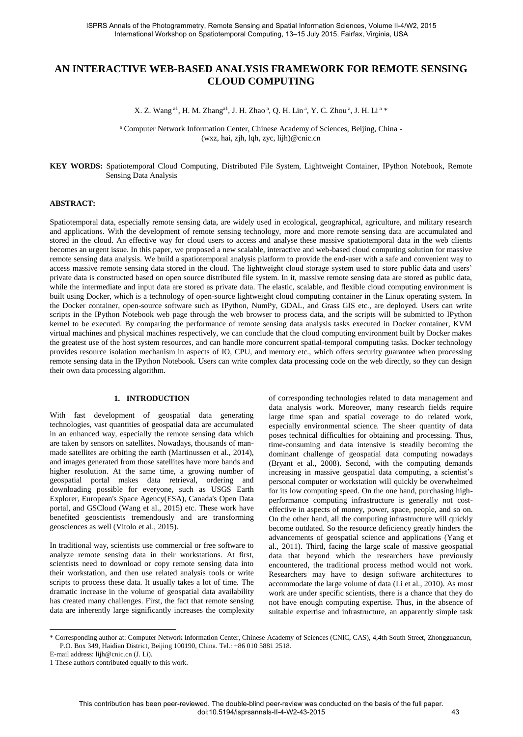# AN INTERACTIVE WEB-BASED ANALYSIS FRAMEWORK FOR REMOTE SENSING CLOUD COMPUTING

X. Z. Wang [a1], H. M. Zhang[a1], J. H. Zhao [a], Q. H. Lin [a], Y. C. Zhou [a], J. H. Li [a] *

[a] Computer Network Information Center, Chinese Academy of Sciences, Beijing, China - (wxz, hai, zjh, lqh, zyc, lijh)@cnic.cn

**KEY WORDS:** Spatiotemporal Cloud Computing, Distributed File System, Lightweight Container, IPython Notebook, Remote Sensing Data Analysis

**ABSTRACT:**

Spatiotemporal data, especially remote sensing data, are widely used in ecological, geographical, agriculture, and military research and applications. With the development of remote sensing technology, more and more remote sensing data are accumulated and stored in the cloud. An effective way for cloud users to access and analyse these massive spatiotemporal data in the web clients becomes an urgent issue. In this paper, we proposed a new scalable, interactive and web-based cloud computing solution for massive remote sensing data analysis. We build a spatiotemporal analysis platform to provide the end-user with a safe and convenient way to access massive remote sensing data stored in the cloud. The lightweight cloud storage system used to store public data and users' private data is constructed based on open source distributed file system. In it, massive remote sensing data are stored as public data, while the intermediate and input data are stored as private data. The elastic, scalable, and flexible cloud computing environment is built using Docker, which is a technology of open-source lightweight cloud computing container in the Linux operating system. In the Docker container, open-source software such as IPython, NumPy, GDAL, and Grass GIS etc., are deployed. Users can write scripts in the IPython Notebook web page through the web browser to process data, and the scripts will be submitted to IPython kernel to be executed. By comparing the performance of remote sensing data analysis tasks executed in Docker container, KVM virtual machines and physical machines respectively, we can conclude that the cloud computing environment built by Docker makes the greatest use of the host system resources, and can handle more concurrent spatial-temporal computing tasks. Docker technology provides resource isolation mechanism in aspects of IO, CPU, and memory etc., which offers security guarantee when processing remote sensing data in the IPython Notebook. Users can write complex data processing code on the web directly, so they can design their own data processing algorithm.

## 1. INTRODUCTION

With fast development of geospatial data generating technologies, vast quantities of geospatial data are accumulated in an enhanced way, especially the remote sensing data which are taken by sensors on satellites. Nowadays, thousands of man-made satellites are orbiting the earth (Martinussen et al., 2014), and images generated from those satellites have more bands and higher resolution. At the same time, a growing number of geospatial portal makes data retrieval, ordering and downloading possible for everyone, such as USGS Earth Explorer, European's Space Agency(ESA), Canada's Open Data portal, and GSCloud (Wang et al., 2015) etc. These work have benefited geoscientists tremendously and are transforming geosciences as well (Vitolo et al., 2015).

In traditional way, scientists use commercial or free software to analyze remote sensing data in their workstations. At first, scientists need to download or copy remote sensing data into their workstation, and then use related analysis tools or write scripts to process these data. It usually takes a lot of time. The dramatic increase in the volume of geospatial data availability has created many challenges. First, the fact that remote sensing data are inherently large significantly increases the complexity of corresponding technologies related to data management and data analysis work. Moreover, many research fields require large time span and spatial coverage to do related work, especially environmental science. The sheer quantity of data poses technical difficulties for obtaining and processing. Thus, time-consuming and data intensive is steadily becoming the dominant challenge of geospatial data computing nowadays (Bryant et al., 2008). Second, with the computing demands increasing in massive geospatial data computing, a scientist's personal computer or workstation will quickly be overwhelmed for its low computing speed. On the one hand, purchasing high-performance computing infrastructure is generally not cost-effective in aspects of money, power, space, people, and so on. On the other hand, all the computing infrastructure will quickly become outdated. So the resource deficiency greatly hinders the advancements of geospatial science and applications (Yang et al., 2011). Third, facing the large scale of massive geospatial data that beyond which the researchers have previously encountered, the traditional process method would not work. Researchers may have to design software architectures to accommodate the large volume of data (Li et al., 2010). As most work are under specific scientists, there is a chance that they do not have enough computing expertise. Thus, in the absence of suitable expertise and infrastructure, an apparently simple task

* Corresponding author at: Computer Network Information Center, Chinese Academy of Sciences (CNIC, CAS), 4,4th South Street, Zhongguancun, P.O. Box 349, Haidian District, Beijing 100190, China. Tel.: +86 010 5881 2518.
E-mail address: lijh@cnic.cn (J. Li).
1 These authors contributed equally to this work.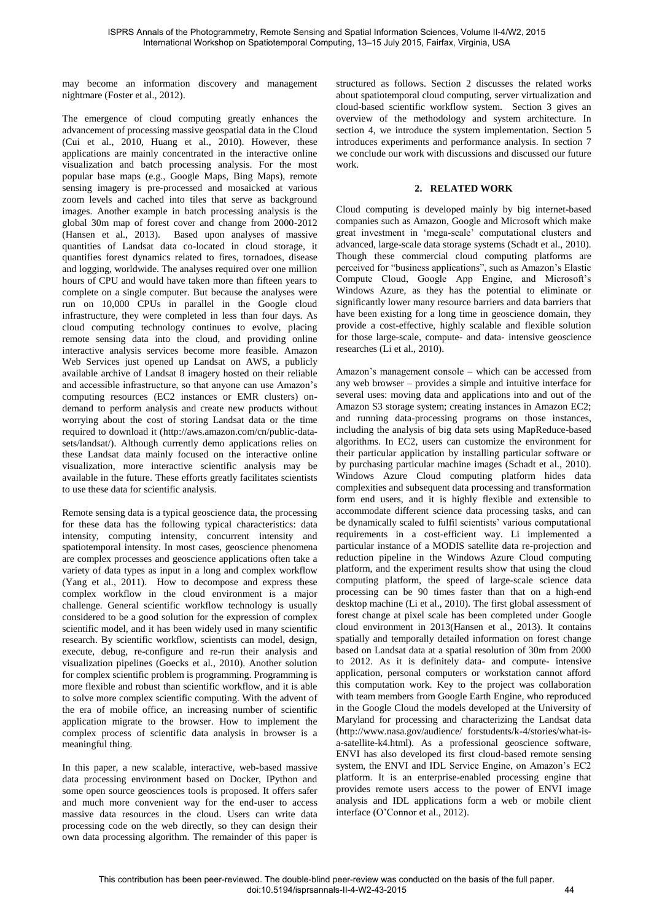may become an information discovery and management nightmare (Foster et al., 2012).

The emergence of cloud computing greatly enhances the advancement of processing massive geospatial data in the Cloud (Cui et al., 2010, Huang et al., 2010). However, these applications are mainly concentrated in the interactive online visualization and batch processing analysis. For the most popular base maps (e.g., Google Maps, Bing Maps), remote sensing imagery is pre-processed and mosaicked at various zoom levels and cached into tiles that serve as background images. Another example in batch processing analysis is the global 30m map of forest cover and change from 2000-2012 (Hansen et al., 2013). Based upon analyses of massive quantities of Landsat data co-located in cloud storage, it quantifies forest dynamics related to fires, tornadoes, disease and logging, worldwide. The analyses required over one million hours of CPU and would have taken more than fifteen years to complete on a single computer. But because the analyses were run on 10,000 CPUs in parallel in the Google cloud infrastructure, they were completed in less than four days. As cloud computing technology continues to evolve, placing remote sensing data into the cloud, and providing online interactive analysis services become more feasible. Amazon Web Services just opened up Landsat on AWS, a publicly available archive of Landsat 8 imagery hosted on their reliable and accessible infrastructure, so that anyone can use Amazon's computing resources (EC2 instances or EMR clusters) on-demand to perform analysis and create new products without worrying about the cost of storing Landsat data or the time required to download it (http://aws.amazon.com/cn/public-data-sets/landsat/). Although currently demo applications relies on these Landsat data mainly focused on the interactive online visualization, more interactive scientific analysis may be available in the future. These efforts greatly facilitates scientists to use these data for scientific analysis.

Remote sensing data is a typical geoscience data, the processing for these data has the following typical characteristics: data intensity, computing intensity, concurrent intensity and spatiotemporal intensity. In most cases, geoscience phenomena are complex processes and geoscience applications often take a variety of data types as input in a long and complex workflow (Yang et al., 2011). How to decompose and express these complex workflow in the cloud environment is a major challenge. General scientific workflow technology is usually considered to be a good solution for the expression of complex scientific model, and it has been widely used in many scientific research. By scientific workflow, scientists can model, design, execute, debug, re-configure and re-run their analysis and visualization pipelines (Goecks et al., 2010). Another solution for complex scientific problem is programming. Programming is more flexible and robust than scientific workflow, and it is able to solve more complex scientific computing. With the advent of the era of mobile office, an increasing number of scientific application migrate to the browser. How to implement the complex process of scientific data analysis in browser is a meaningful thing.

In this paper, a new scalable, interactive, web-based massive data processing environment based on Docker, IPython and some open source geosciences tools is proposed. It offers safer and much more convenient way for the end-user to access massive data resources in the cloud. Users can write data processing code on the web directly, so they can design their own data processing algorithm. The remainder of this paper is structured as follows. Section 2 discusses the related works about spatiotemporal cloud computing, server virtualization and cloud-based scientific workflow system. Section 3 gives an overview of the methodology and system architecture. In section 4, we introduce the system implementation. Section 5 introduces experiments and performance analysis. In section 7 we conclude our work with discussions and discussed our future work.

## 2. RELATED WORK

Cloud computing is developed mainly by big internet-based companies such as Amazon, Google and Microsoft which make great investment in 'mega-scale' computational clusters and advanced, large-scale data storage systems (Schadt et al., 2010). Though these commercial cloud computing platforms are perceived for "business applications", such as Amazon's Elastic Compute Cloud, Google App Engine, and Microsoft's Windows Azure, as they has the potential to eliminate or significantly lower many resource barriers and data barriers that have been existing for a long time in geoscience domain, they provide a cost-effective, highly scalable and flexible solution for those large-scale, compute- and data- intensive geoscience researches (Li et al., 2010).

Amazon's management console – which can be accessed from any web browser – provides a simple and intuitive interface for several uses: moving data and applications into and out of the Amazon S3 storage system; creating instances in Amazon EC2; and running data-processing programs on those instances, including the analysis of big data sets using MapReduce-based algorithms. In EC2, users can customize the environment for their particular application by installing particular software or by purchasing particular machine images (Schadt et al., 2010). Windows Azure Cloud computing platform hides data complexities and subsequent data processing and transformation form end users, and it is highly flexible and extensible to accommodate different science data processing tasks, and can be dynamically scaled to fulfil scientists' various computational requirements in a cost-efficient way. Li implemented a particular instance of a MODIS satellite data re-projection and reduction pipeline in the Windows Azure Cloud computing platform, and the experiment results show that using the cloud computing platform, the speed of large-scale science data processing can be 90 times faster than that on a high-end desktop machine (Li et al., 2010). The first global assessment of forest change at pixel scale has been completed under Google cloud environment in 2013(Hansen et al., 2013). It contains spatially and temporally detailed information on forest change based on Landsat data at a spatial resolution of 30m from 2000 to 2012. As it is definitely data- and compute- intensive application, personal computers or workstation cannot afford this computation work. Key to the project was collaboration with team members from Google Earth Engine, who reproduced in the Google Cloud the models developed at the University of Maryland for processing and characterizing the Landsat data (http://www.nasa.gov/audience/ forstudents/k-4/stories/what-is-a-satellite-k4.html). As a professional geoscience software, ENVI has also developed its first cloud-based remote sensing system, the ENVI and IDL Service Engine, on Amazon's EC2 platform. It is an enterprise-enabled processing engine that provides remote users access to the power of ENVI image analysis and IDL applications form a web or mobile client interface (O'Connor et al., 2012).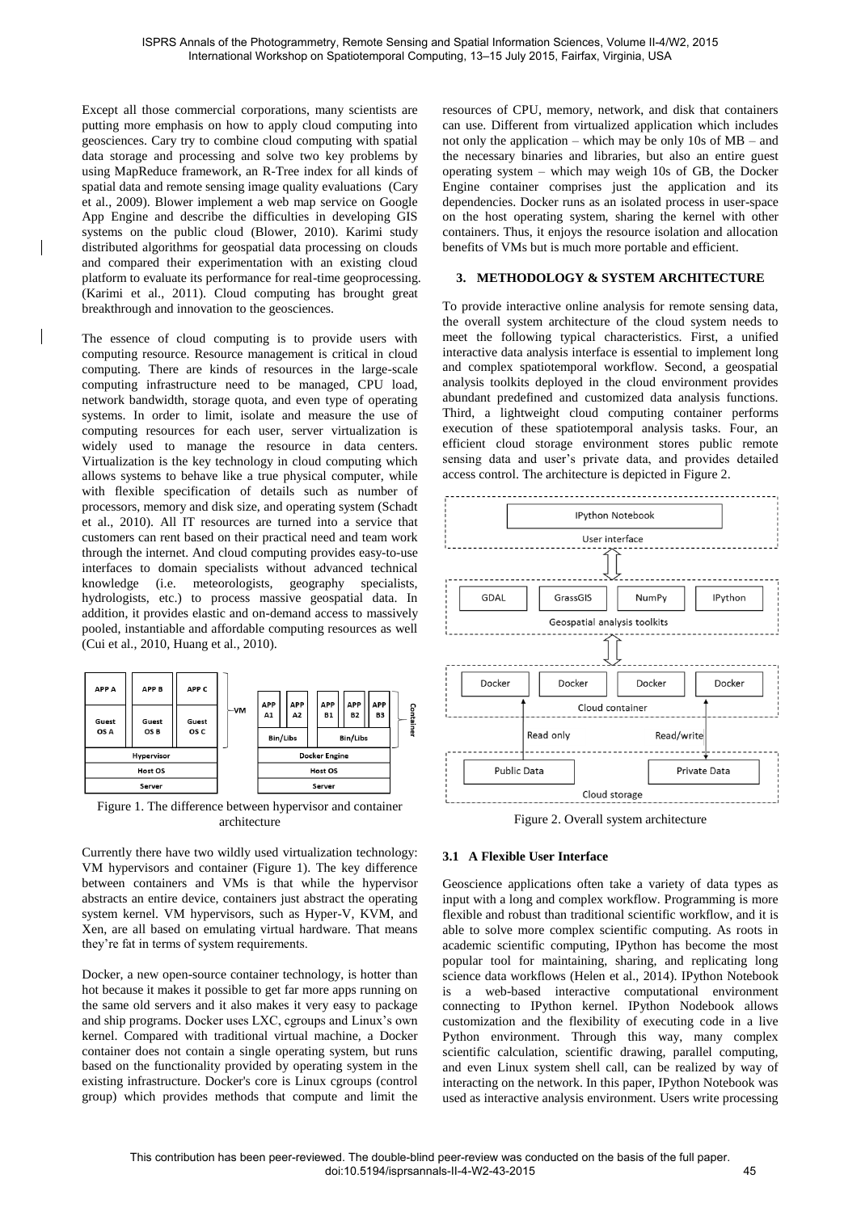Except all those commercial corporations, many scientists are putting more emphasis on how to apply cloud computing into geosciences. Cary try to combine cloud computing with spatial data storage and processing and solve two key problems by using MapReduce framework, an R-Tree index for all kinds of spatial data and remote sensing image quality evaluations (Cary et al., 2009). Blower implement a web map service on Google App Engine and describe the difficulties in developing GIS systems on the public cloud (Blower, 2010). Karimi study distributed algorithms for geospatial data processing on clouds and compared their experimentation with an existing cloud platform to evaluate its performance for real-time geoprocessing. (Karimi et al., 2011). Cloud computing has brought great breakthrough and innovation to the geosciences.

The essence of cloud computing is to provide users with computing resource. Resource management is critical in cloud computing. There are kinds of resources in the large-scale computing infrastructure need to be managed, CPU load, network bandwidth, storage quota, and even type of operating systems. In order to limit, isolate and measure the use of computing resources for each user, server virtualization is widely used to manage the resource in data centers. Virtualization is the key technology in cloud computing which allows systems to behave like a true physical computer, while with flexible specification of details such as number of processors, memory and disk size, and operating system (Schadt et al., 2010). All IT resources are turned into a service that customers can rent based on their practical need and team work through the internet. And cloud computing provides easy-to-use interfaces to domain specialists without advanced technical knowledge (i.e. meteorologists, geography specialists, hydrologists, etc.) to process massive geospatial data. In addition, it provides elastic and on-demand access to massively pooled, instantiable and affordable computing resources as well (Cui et al., 2010, Huang et al., 2010).

Figure 1. The difference between hypervisor and container architecture

Currently there have two wildly used virtualization technology: VM hypervisors and container (Figure 1). The key difference between containers and VMs is that while the hypervisor abstracts an entire device, containers just abstract the operating system kernel. VM hypervisors, such as Hyper-V, KVM, and Xen, are all based on emulating virtual hardware. That means they're fat in terms of system requirements.

Docker, a new open-source container technology, is hotter than hot because it makes it possible to get far more apps running on the same old servers and it also makes it very easy to package and ship programs. Docker uses LXC, cgroups and Linux's own kernel. Compared with traditional virtual machine, a Docker container does not contain a single operating system, but runs based on the functionality provided by operating system in the existing infrastructure. Docker's core is Linux cgroups (control group) which provides methods that compute and limit the resources of CPU, memory, network, and disk that containers can use. Different from virtualized application which includes not only the application – which may be only 10s of MB – and the necessary binaries and libraries, but also an entire guest operating system – which may weigh 10s of GB, the Docker Engine container comprises just the application and its dependencies. Docker runs as an isolated process in user-space on the host operating system, sharing the kernel with other containers. Thus, it enjoys the resource isolation and allocation benefits of VMs but is much more portable and efficient.

## 3. METHODOLOGY & SYSTEM ARCHITECTURE

To provide interactive online analysis for remote sensing data, the overall system architecture of the cloud system needs to meet the following typical characteristics. First, a unified interactive data analysis interface is essential to implement long and complex spatiotemporal workflow. Second, a geospatial analysis toolkits deployed in the cloud environment provides abundant predefined and customized data analysis functions. Third, a lightweight cloud computing container performs execution of these spatiotemporal analysis tasks. Four, an efficient cloud storage environment stores public remote sensing data and user's private data, and provides detailed access control. The architecture is depicted in Figure 2.

Figure 2. Overall system architecture

### 3.1 A Flexible User Interface

Geoscience applications often take a variety of data types as input with a long and complex workflow. Programming is more flexible and robust than traditional scientific workflow, and it is able to solve more complex scientific computing. As roots in academic scientific computing, IPython has become the most popular tool for maintaining, sharing, and replicating long science data workflows (Helen et al., 2014). IPython Notebook is a web-based interactive computational environment connecting to IPython kernel. IPython Nodebook allows customization and the flexibility of executing code in a live Python environment. Through this way, many complex scientific calculation, scientific drawing, parallel computing, and even Linux system shell call, can be realized by way of interacting on the network. In this paper, IPython Notebook was used as interactive analysis environment. Users write processing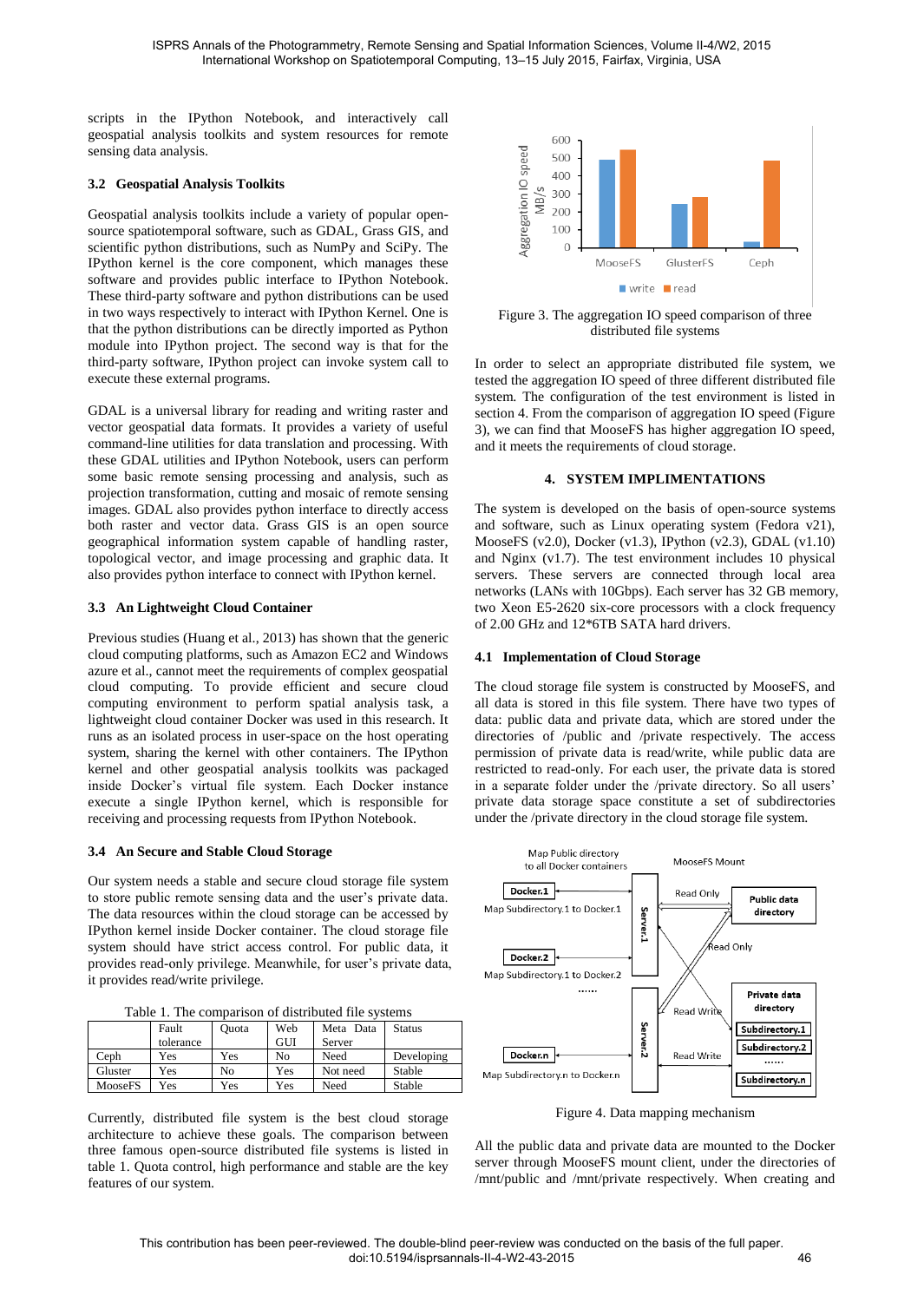scripts in the IPython Notebook, and interactively call geospatial analysis toolkits and system resources for remote sensing data analysis.

### 3.2 Geospatial Analysis Toolkits

Geospatial analysis toolkits include a variety of popular open-source spatiotemporal software, such as GDAL, Grass GIS, and scientific python distributions, such as NumPy and SciPy. The IPython kernel is the core component, which manages these software and provides public interface to IPython Notebook. These third-party software and python distributions can be used in two ways respectively to interact with IPython Kernel. One is that the python distributions can be directly imported as Python module into IPython project. The second way is that for the third-party software, IPython project can invoke system call to execute these external programs.

GDAL is a universal library for reading and writing raster and vector geospatial data formats. It provides a variety of useful command-line utilities for data translation and processing. With these GDAL utilities and IPython Notebook, users can perform some basic remote sensing processing and analysis, such as projection transformation, cutting and mosaic of remote sensing images. GDAL also provides python interface to directly access both raster and vector data. Grass GIS is an open source geographical information system capable of handling raster, topological vector, and image processing and graphic data. It also provides python interface to connect with IPython kernel.

### 3.3 An Lightweight Cloud Container

Previous studies (Huang et al., 2013) has shown that the generic cloud computing platforms, such as Amazon EC2 and Windows azure et al., cannot meet the requirements of complex geospatial cloud computing. To provide efficient and secure cloud computing environment to perform spatial analysis task, a lightweight cloud container Docker was used in this research. It runs as an isolated process in user-space on the host operating system, sharing the kernel with other containers. The IPython kernel and other geospatial analysis toolkits was packaged inside Docker's virtual file system. Each Docker instance execute a single IPython kernel, which is responsible for receiving and processing requests from IPython Notebook.

### 3.4 An Secure and Stable Cloud Storage

Our system needs a stable and secure cloud storage file system to store public remote sensing data and the user's private data. The data resources within the cloud storage can be accessed by IPython kernel inside Docker container. The cloud storage file system should have strict access control. For public data, it provides read-only privilege. Meanwhile, for user's private data, it provides read/write privilege.

Table 1. The comparison of distributed file systems

| | Fault tolerance | Quota | Web GUI | Meta Data Server | Status |
|---|---|---|---|---|---|
| Ceph | Yes | Yes | No | Need | Developing |
| Gluster | Yes | No | Yes | Not need | Stable |
| MooseFS | Yes | Yes | Yes | Need | Stable |

Currently, distributed file system is the best cloud storage architecture to achieve these goals. The comparison between three famous open-source distributed file systems is listed in table 1. Quota control, high performance and stable are the key features of our system.

Figure 3. The aggregation IO speed comparison of three distributed file systems

In order to select an appropriate distributed file system, we tested the aggregation IO speed of three different distributed file system. The configuration of the test environment is listed in section 4. From the comparison of aggregation IO speed (Figure 3), we can find that MooseFS has higher aggregation IO speed, and it meets the requirements of cloud storage.

## 4. SYSTEM IMPLIMENTATIONS

The system is developed on the basis of open-source systems and software, such as Linux operating system (Fedora v21), MooseFS (v2.0), Docker (v1.3), IPython (v2.3), GDAL (v1.10) and Nginx (v1.7). The test environment includes 10 physical servers. These servers are connected through local area networks (LANs with 10Gbps). Each server has 32 GB memory, two Xeon E5-2620 six-core processors with a clock frequency of 2.00 GHz and 12*6TB SATA hard drivers.

### 4.1 Implementation of Cloud Storage

The cloud storage file system is constructed by MooseFS, and all data is stored in this file system. There have two types of data: public data and private data, which are stored under the directories of /public and /private respectively. The access permission of private data is read/write, while public data are restricted to read-only. For each user, the private data is stored in a separate folder under the /private directory. So all users' private data storage space constitute a set of subdirectories under the /private directory in the cloud storage file system.

Figure 4. Data mapping mechanism

All the public data and private data are mounted to the Docker server through MooseFS mount client, under the directories of /mnt/public and /mnt/private respectively. When creating and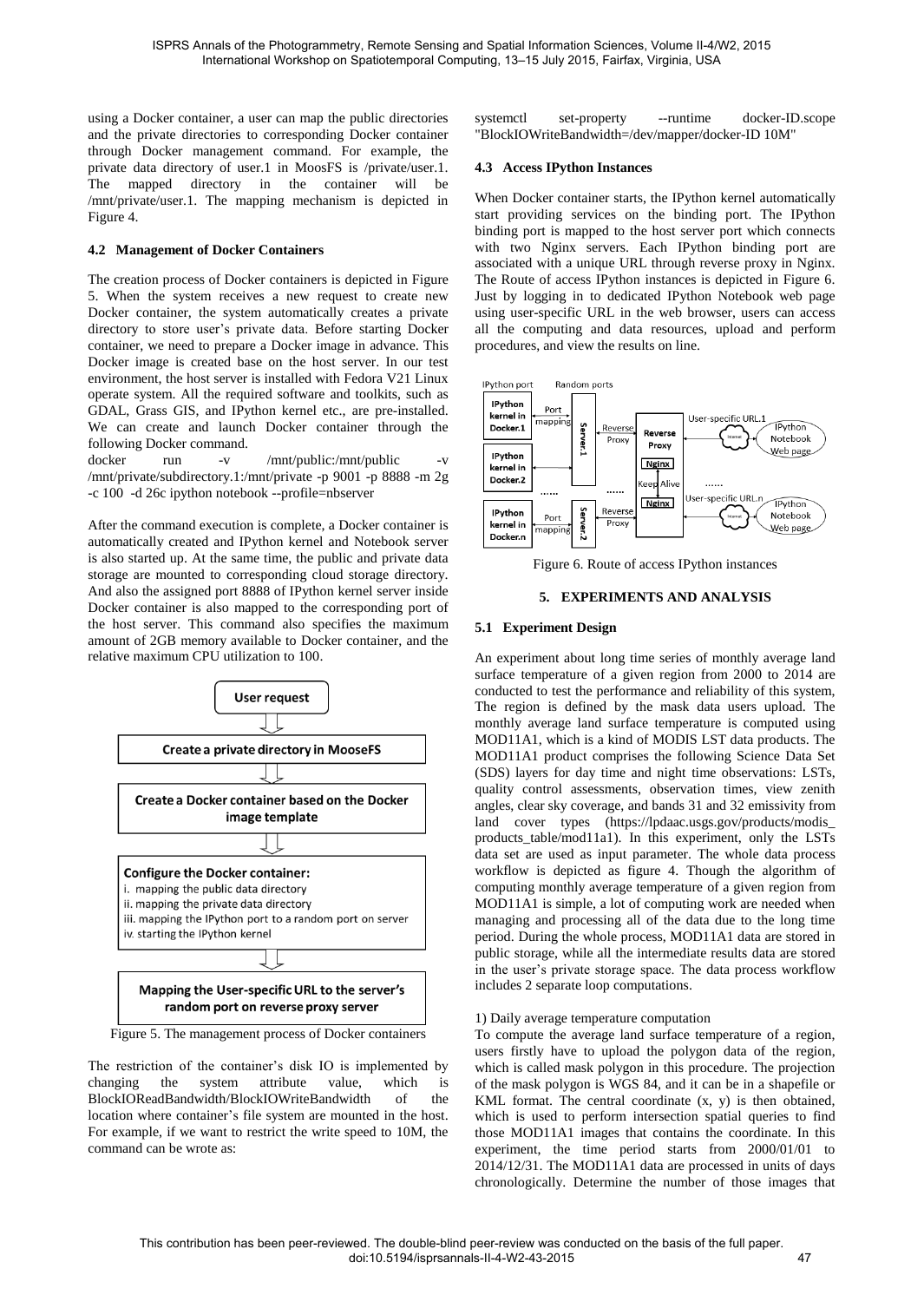using a Docker container, a user can map the public directories and the private directories to corresponding Docker container through Docker management command. For example, the private data directory of user.1 in MoosFS is /private/user.1. The mapped directory in the container will be /mnt/private/user.1. The mapping mechanism is depicted in Figure 4.

### 4.2 Management of Docker Containers

The creation process of Docker containers is depicted in Figure 5. When the system receives a new request to create new Docker container, the system automatically creates a private directory to store user's private data. Before starting Docker container, we need to prepare a Docker image in advance. This Docker image is created base on the host server. In our test environment, the host server is installed with Fedora V21 Linux operate system. All the required software and toolkits, such as GDAL, Grass GIS, and IPython kernel etc., are pre-installed. We can create and launch Docker container through the following Docker command.

```
docker run -v /mnt/public:/mnt/public -v /mnt/private/subdirectory.1:/mnt/private -p 9001 -p 8888 -m 2g -c 100 -d 26c ipython notebook --profile=nbserver
```

After the command execution is complete, a Docker container is automatically created and IPython kernel and Notebook server is also started up. At the same time, the public and private data storage are mounted to corresponding cloud storage directory. And also the assigned port 8888 of IPython kernel server inside Docker container is also mapped to the corresponding port of the host server. This command also specifies the maximum amount of 2GB memory available to Docker container, and the relative maximum CPU utilization to 100.

User request

Create a private directory in MooseFS

Create a Docker container based on the Docker image template

**Configure the Docker container:**
i. mapping the public data directory
ii. mapping the private data directory
iii. mapping the IPython port to a random port on server
iv. starting the IPython kernel

Mapping the User-specific URL to the server's random port on reverse proxy server

Figure 5. The management process of Docker containers

The restriction of the container's disk IO is implemented by changing the system attribute value, which is BlockIOReadBandwidth/BlockIOWriteBandwidth of the location where container's file system are mounted in the host. For example, if we want to restrict the write speed to 10M, the command can be wrote as:

```
systemctl set-property --runtime docker-ID.scope "BlockIOWriteBandwidth=/dev/mapper/docker-ID 10M"
```

### 4.3 Access IPython Instances

When Docker container starts, the IPython kernel automatically start providing services on the binding port. The IPython binding port is mapped to the host server port which connects with two Nginx servers. Each IPython binding port are associated with a unique URL through reverse proxy in Nginx. The Route of access IPython instances is depicted in Figure 6. Just by logging in to dedicated IPython Notebook web page using user-specific URL in the web browser, users can access all the computing and data resources, upload and perform procedures, and view the results on line.

Figure 6. Route of access IPython instances

## 5. EXPERIMENTS AND ANALYSIS

### 5.1 Experiment Design

An experiment about long time series of monthly average land surface temperature of a given region from 2000 to 2014 are conducted to test the performance and reliability of this system, The region is defined by the mask data users upload. The monthly average land surface temperature is computed using MOD11A1, which is a kind of MODIS LST data products. The MOD11A1 product comprises the following Science Data Set (SDS) layers for day time and night time observations: LSTs, quality control assessments, observation times, view zenith angles, clear sky coverage, and bands 31 and 32 emissivity from land cover types (https://lpdaac.usgs.gov/products/modis_products_table/mod11a1). In this experiment, only the LSTs data set are used as input parameter. The whole data process workflow is depicted as figure 4. Though the algorithm of computing monthly average temperature of a given region from MOD11A1 is simple, a lot of computing work are needed when managing and processing all of the data due to the long time period. During the whole process, MOD11A1 data are stored in public storage, while all the intermediate results data are stored in the user's private storage space. The data process workflow includes 2 separate loop computations.

1) Daily average temperature computation

To compute the average land surface temperature of a region, users firstly have to upload the polygon data of the region, which is called mask polygon in this procedure. The projection of the mask polygon is WGS 84, and it can be in a shapefile or KML format. The central coordinate (x, y) is then obtained, which is used to perform intersection spatial queries to find those MOD11A1 images that contains the coordinate. In this experiment, the time period starts from 2000/01/01 to 2014/12/31. The MOD11A1 data are processed in units of days chronologically. Determine the number of those images that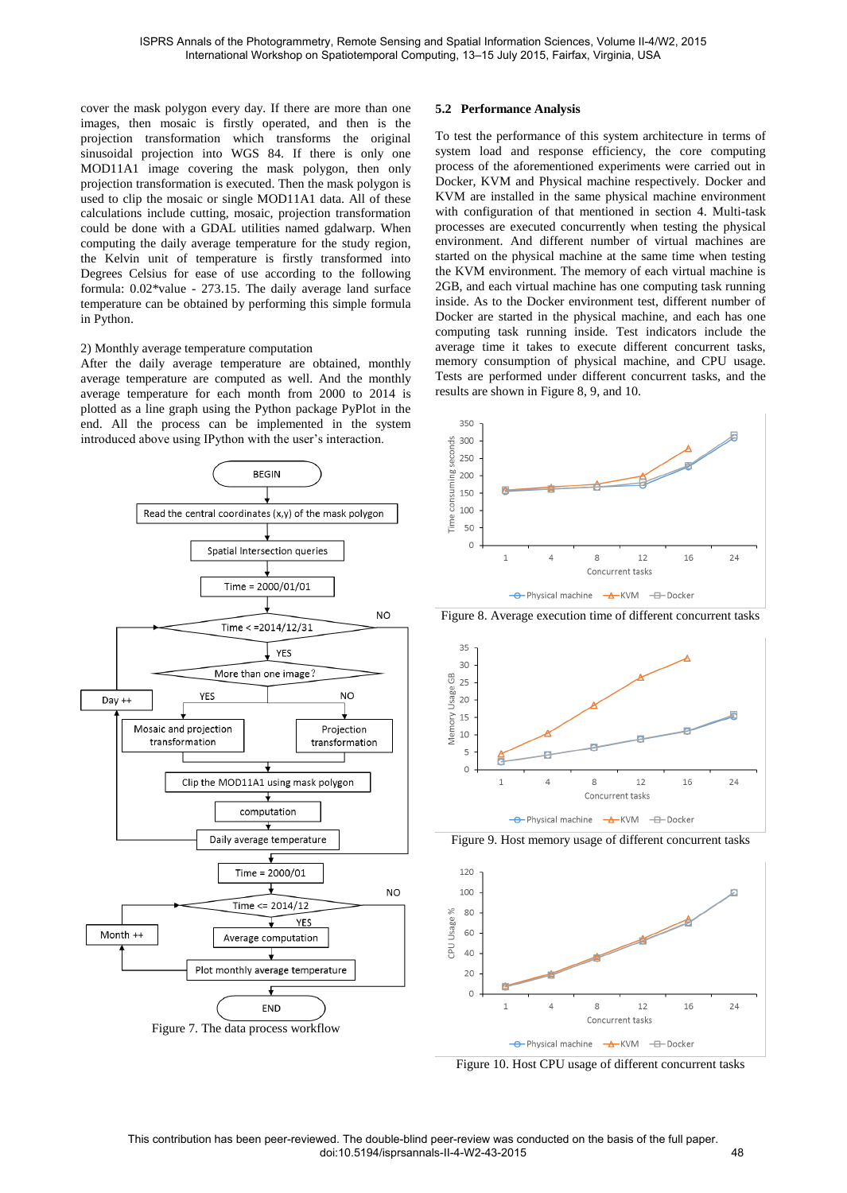cover the mask polygon every day. If there are more than one images, then mosaic is firstly operated, and then is the projection transformation which transforms the original sinusoidal projection into WGS 84. If there is only one MOD11A1 image covering the mask polygon, then only projection transformation is executed. Then the mask polygon is used to clip the mosaic or single MOD11A1 data. All of these calculations include cutting, mosaic, projection transformation could be done with a GDAL utilities named gdalwarp. When computing the daily average temperature for the study region, the Kelvin unit of temperature is firstly transformed into Degrees Celsius for ease of use according to the following formula: 0.02*value - 273.15. The daily average land surface temperature can be obtained by performing this simple formula in Python.

2) Monthly average temperature computation
After the daily average temperature are obtained, monthly average temperature are computed as well. And the monthly average temperature for each month from 2000 to 2014 is plotted as a line graph using the Python package PyPlot in the end. All the process can be implemented in the system introduced above using IPython with the user's interaction.

Figure 7. The data process workflow

## 5.2 Performance Analysis

To test the performance of this system architecture in terms of system load and response efficiency, the core computing process of the aforementioned experiments were carried out in Docker, KVM and Physical machine respectively. Docker and KVM are installed in the same physical machine environment with configuration of that mentioned in section 4. Multi-task processes are executed concurrently when testing the physical environment. And different number of virtual machines are started on the physical machine at the same time when testing the KVM environment. The memory of each virtual machine is 2GB, and each virtual machine has one computing task running inside. As to the Docker environment test, different number of Docker are started in the physical machine, and each has one computing task running inside. Test indicators include the average time it takes to execute different concurrent tasks, memory consumption of physical machine, and CPU usage. Tests are performed under different concurrent tasks, and the results are shown in Figure 8, 9, and 10.

Figure 8. Average execution time of different concurrent tasks

Figure 9. Host memory usage of different concurrent tasks

Figure 10. Host CPU usage of different concurrent tasks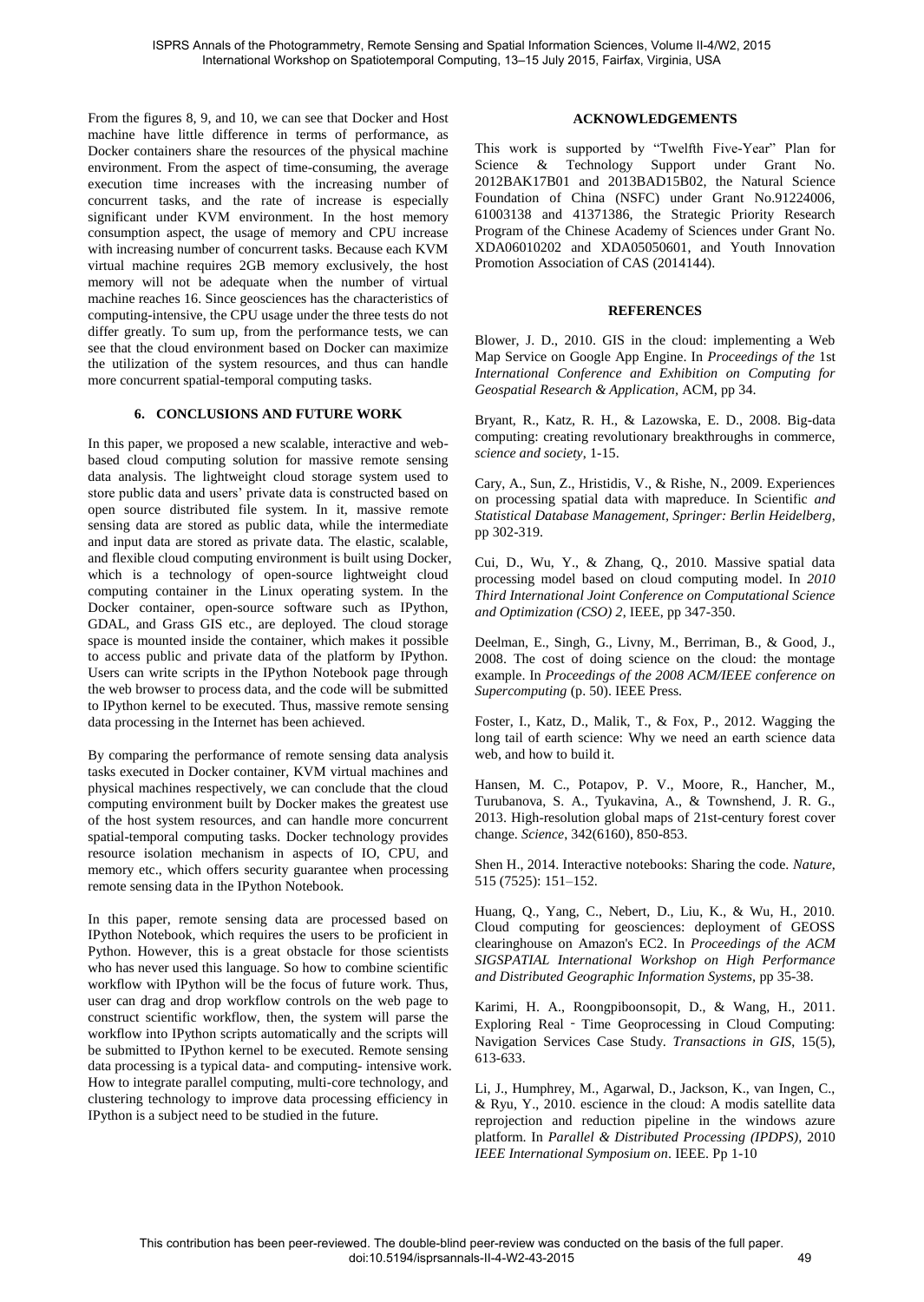From the figures 8, 9, and 10, we can see that Docker and Host machine have little difference in terms of performance, as Docker containers share the resources of the physical machine environment. From the aspect of time-consuming, the average execution time increases with the increasing number of concurrent tasks, and the rate of increase is especially significant under KVM environment. In the host memory consumption aspect, the usage of memory and CPU increase with increasing number of concurrent tasks. Because each KVM virtual machine requires 2GB memory exclusively, the host memory will not be adequate when the number of virtual machine reaches 16. Since geosciences has the characteristics of computing-intensive, the CPU usage under the three tests do not differ greatly. To sum up, from the performance tests, we can see that the cloud environment based on Docker can maximize the utilization of the system resources, and thus can handle more concurrent spatial-temporal computing tasks.

## 6. CONCLUSIONS AND FUTURE WORK

In this paper, we proposed a new scalable, interactive and web-based cloud computing solution for massive remote sensing data analysis. The lightweight cloud storage system used to store public data and users' private data is constructed based on open source distributed file system. In it, massive remote sensing data are stored as public data, while the intermediate and input data are stored as private data. The elastic, scalable, and flexible cloud computing environment is built using Docker, which is a technology of open-source lightweight cloud computing container in the Linux operating system. In the Docker container, open-source software such as IPython, GDAL, and Grass GIS etc., are deployed. The cloud storage space is mounted inside the container, which makes it possible to access public and private data of the platform by IPython. Users can write scripts in the IPython Notebook page through the web browser to process data, and the code will be submitted to IPython kernel to be executed. Thus, massive remote sensing data processing in the Internet has been achieved.

By comparing the performance of remote sensing data analysis tasks executed in Docker container, KVM virtual machines and physical machines respectively, we can conclude that the cloud computing environment built by Docker makes the greatest use of the host system resources, and can handle more concurrent spatial-temporal computing tasks. Docker technology provides resource isolation mechanism in aspects of IO, CPU, and memory etc., which offers security guarantee when processing remote sensing data in the IPython Notebook.

In this paper, remote sensing data are processed based on IPython Notebook, which requires the users to be proficient in Python. However, this is a great obstacle for those scientists who has never used this language. So how to combine scientific workflow with IPython will be the focus of future work. Thus, user can drag and drop workflow controls on the web page to construct scientific workflow, then, the system will parse the workflow into IPython scripts automatically and the scripts will be submitted to IPython kernel to be executed. Remote sensing data processing is a typical data- and computing- intensive work. How to integrate parallel computing, multi-core technology, and clustering technology to improve data processing efficiency in IPython is a subject need to be studied in the future.

## ACKNOWLEDGEMENTS

This work is supported by "Twelfth Five-Year" Plan for Science & Technology Support under Grant No. 2012BAK17B01 and 2013BAD15B02, the Natural Science Foundation of China (NSFC) under Grant No.91224006, 61003138 and 41371386, the Strategic Priority Research Program of the Chinese Academy of Sciences under Grant No. XDA06010202 and XDA05050601, and Youth Innovation Promotion Association of CAS (2014144).

## REFERENCES

Blower, J. D., 2010. GIS in the cloud: implementing a Web Map Service on Google App Engine. In *Proceedings of the* 1st *International Conference and Exhibition on Computing for Geospatial Research & Application*, ACM, pp 34.

Bryant, R., Katz, R. H., & Lazowska, E. D., 2008. Big-data computing: creating revolutionary breakthroughs in commerce, *science and society*, 1-15.

Cary, A., Sun, Z., Hristidis, V., & Rishe, N., 2009. Experiences on processing spatial data with mapreduce. In Scientific *and Statistical Database Management*, *Springer: Berlin Heidelberg*, pp 302-319.

Cui, D., Wu, Y., & Zhang, Q., 2010. Massive spatial data processing model based on cloud computing model. In *2010 Third International Joint Conference on Computational Science and Optimization (CSO) 2*, IEEE, pp 347-350.

Deelman, E., Singh, G., Livny, M., Berriman, B., & Good, J., 2008. The cost of doing science on the cloud: the montage example. In *Proceedings of the 2008 ACM/IEEE conference on Supercomputing* (p. 50). IEEE Press.

Foster, I., Katz, D., Malik, T., & Fox, P., 2012. Wagging the long tail of earth science: Why we need an earth science data web, and how to build it.

Hansen, M. C., Potapov, P. V., Moore, R., Hancher, M., Turubanova, S. A., Tyukavina, A., & Townshend, J. R. G., 2013. High-resolution global maps of 21st-century forest cover change. *Science*, 342(6160), 850-853.

Shen H., 2014. Interactive notebooks: Sharing the code. *Nature*, 515 (7525): 151–152.

Huang, Q., Yang, C., Nebert, D., Liu, K., & Wu, H., 2010. Cloud computing for geosciences: deployment of GEOSS clearinghouse on Amazon's EC2. In *Proceedings of the ACM SIGSPATIAL International Workshop on High Performance and Distributed Geographic Information Systems*, pp 35-38.

Karimi, H. A., Roongpiboonsopit, D., & Wang, H., 2011. Exploring Real‐Time Geoprocessing in Cloud Computing: Navigation Services Case Study. *Transactions in GIS*, 15(5), 613-633.

Li, J., Humphrey, M., Agarwal, D., Jackson, K., van Ingen, C., & Ryu, Y., 2010. escience in the cloud: A modis satellite data reprojection and reduction pipeline in the windows azure platform. In *Parallel & Distributed Processing (IPDPS)*, 2010 *IEEE International Symposium on*. IEEE. Pp 1-10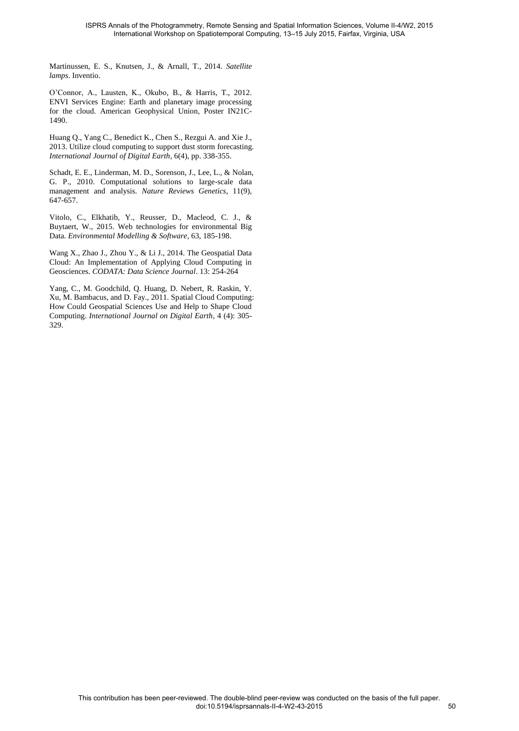Martinussen, E. S., Knutsen, J., & Arnall, T., 2014. *Satellite lamps*. Inventio.

O'Connor, A., Lausten, K., Okubo, B., & Harris, T., 2012. ENVI Services Engine: Earth and planetary image processing for the cloud. American Geophysical Union, Poster IN21C-1490.

Huang Q., Yang C., Benedict K., Chen S., Rezgui A. and Xie J., 2013. Utilize cloud computing to support dust storm forecasting. *International Journal of Digital Earth*, 6(4), pp. 338-355.

Schadt, E. E., Linderman, M. D., Sorenson, J., Lee, L., & Nolan, G. P., 2010. Computational solutions to large-scale data management and analysis. *Nature Reviews Genetics*, 11(9), 647-657.

Vitolo, C., Elkhatib, Y., Reusser, D., Macleod, C. J., & Buytaert, W., 2015. Web technologies for environmental Big Data. *Environmental Modelling & Software*, 63, 185-198.

Wang X., Zhao J., Zhou Y., & Li J., 2014. The Geospatial Data Cloud: An Implementation of Applying Cloud Computing in Geosciences. *CODATA: Data Science Journal*. 13: 254-264

Yang, C., M. Goodchild, Q. Huang, D. Nebert, R. Raskin, Y. Xu, M. Bambacus, and D. Fay., 2011. Spatial Cloud Computing: How Could Geospatial Sciences Use and Help to Shape Cloud Computing. *International Journal on Digital Earth*, 4 (4): 305-329.